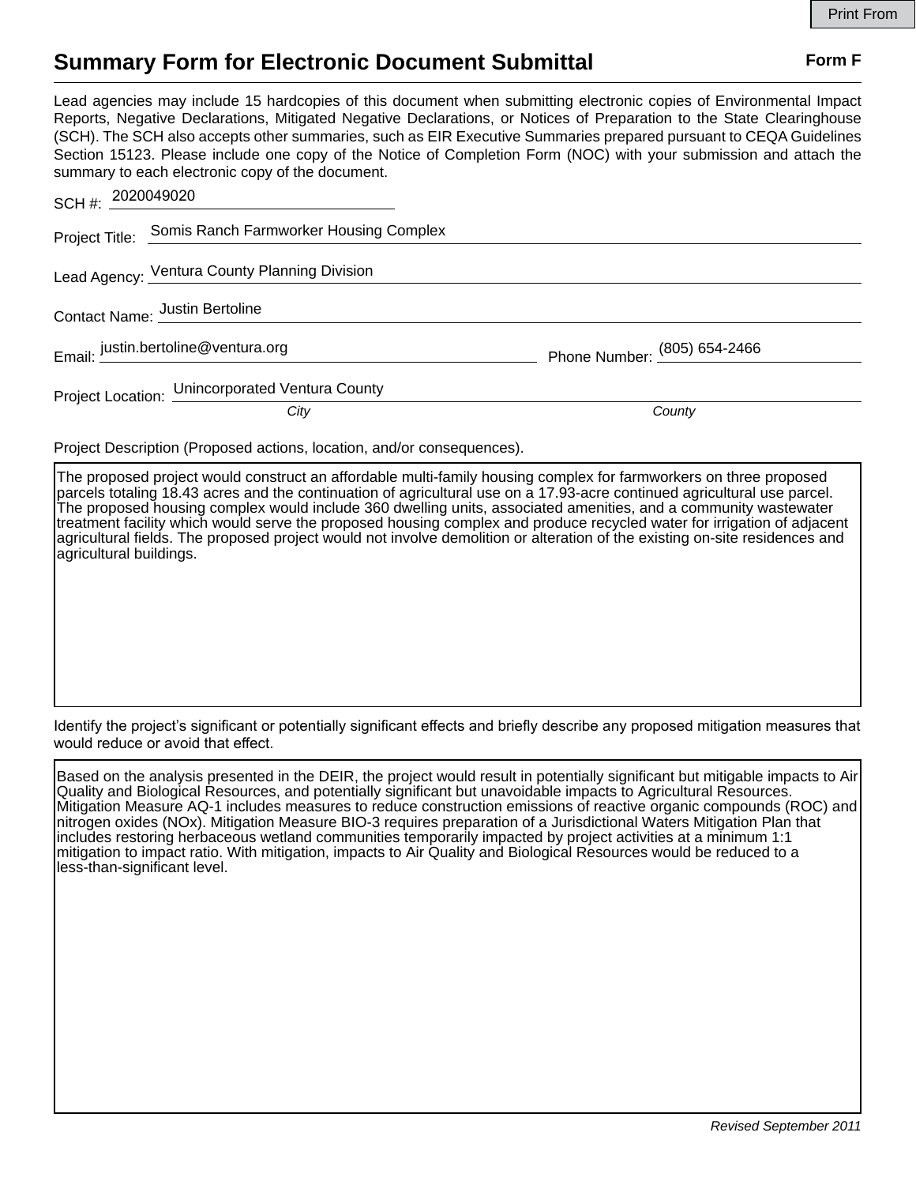# Summary Form for Electronic Document Submittal

**Form F**

Lead agencies may include 15 hardcopies of this document when submitting electronic copies of Environmental Impact Reports, Negative Declarations, Mitigated Negative Declarations, or Notices of Preparation to the State Clearinghouse (SCH). The SCH also accepts other summaries, such as EIR Executive Summaries prepared pursuant to CEQA Guidelines Section 15123. Please include one copy of the Notice of Completion Form (NOC) with your submission and attach the summary to each electronic copy of the document.

SCH #: 2020049020

Project Title: Somis Ranch Farmworker Housing Complex

Lead Agency: Ventura County Planning Division

Contact Name: Justin Bertoline

Email: justin.bertoline@ventura.org

Phone Number: (805) 654-2466

Project Location: Unincorporated Ventura County

*City* *County*

Project Description (Proposed actions, location, and/or consequences).

The proposed project would construct an affordable multi-family housing complex for farmworkers on three proposed parcels totaling 18.43 acres and the continuation of agricultural use on a 17.93-acre continued agricultural use parcel. The proposed housing complex would include 360 dwelling units, associated amenities, and a community wastewater treatment facility which would serve the proposed housing complex and produce recycled water for irrigation of adjacent agricultural fields. The proposed project would not involve demolition or alteration of the existing on-site residences and agricultural buildings.

Identify the project's significant or potentially significant effects and briefly describe any proposed mitigation measures that would reduce or avoid that effect.

Based on the analysis presented in the DEIR, the project would result in potentially significant but mitigable impacts to Air Quality and Biological Resources, and potentially significant but unavoidable impacts to Agricultural Resources. Mitigation Measure AQ-1 includes measures to reduce construction emissions of reactive organic compounds (ROC) and nitrogen oxides (NOx). Mitigation Measure BIO-3 requires preparation of a Jurisdictional Waters Mitigation Plan that includes restoring herbaceous wetland communities temporarily impacted by project activities at a minimum 1:1 mitigation to impact ratio. With mitigation, impacts to Air Quality and Biological Resources would be reduced to a less-than-significant level.

*Revised September 2011*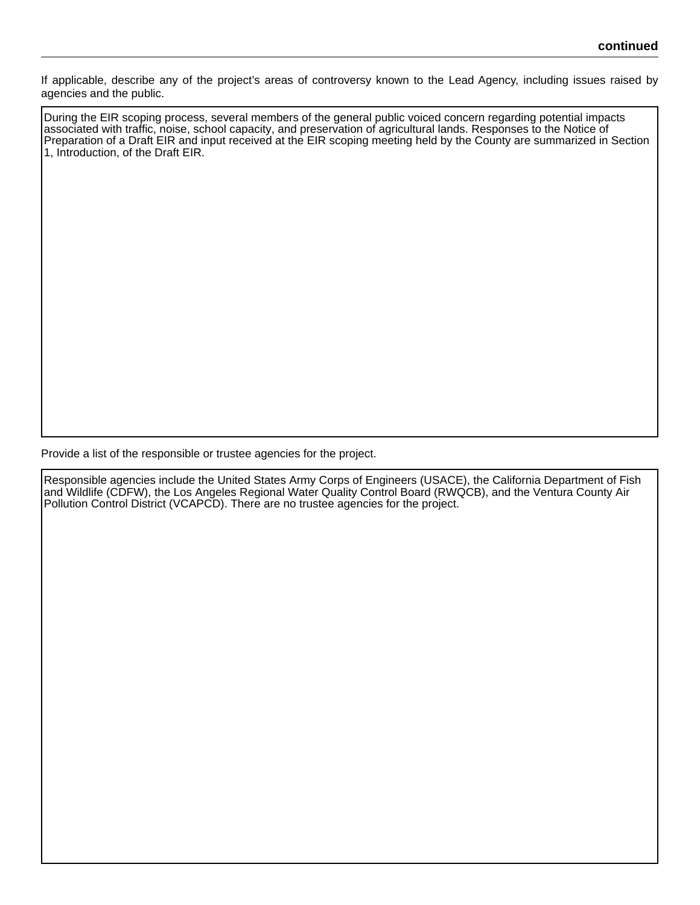**continued**

If applicable, describe any of the project's areas of controversy known to the Lead Agency, including issues raised by agencies and the public.

During the EIR scoping process, several members of the general public voiced concern regarding potential impacts associated with traffic, noise, school capacity, and preservation of agricultural lands. Responses to the Notice of Preparation of a Draft EIR and input received at the EIR scoping meeting held by the County are summarized in Section 1, Introduction, of the Draft EIR.

Provide a list of the responsible or trustee agencies for the project.

Responsible agencies include the United States Army Corps of Engineers (USACE), the California Department of Fish and Wildlife (CDFW), the Los Angeles Regional Water Quality Control Board (RWQCB), and the Ventura County Air Pollution Control District (VCAPCD). There are no trustee agencies for the project.